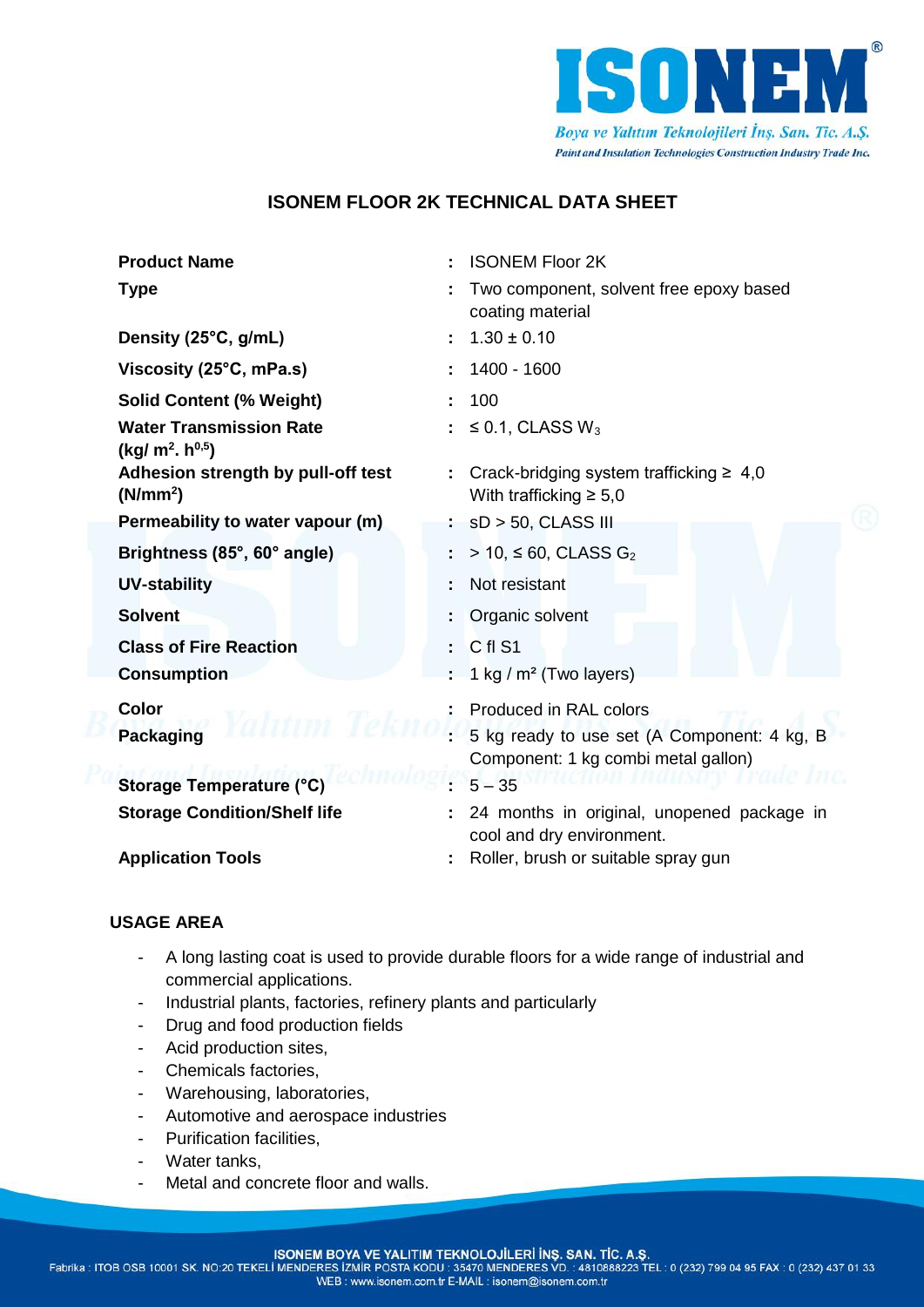# ISONEM FLOOR 2K TECHNICAL DATA SHEET

| | | |
|---|---|---|
| **Product Name** | : | ISONEM Floor 2K |
| **Type** | : | Two component, solvent free epoxy based coating material |
| **Density (25°C, g/mL)** | : | 1.30 ± 0.10 |
| **Viscosity (25°C, mPa.s)** | : | 1400 - 1600 |
| **Solid Content (% Weight)** | : | 100 |
| **Water Transmission Rate (kg/ m². h$^{0,5}$)** | : | ≤ 0.1, CLASS $W_3$ |
| **Adhesion strength by pull-off test (N/mm²)** | : | Crack-bridging system trafficking ≥ 4,0<br>With trafficking ≥ 5,0 |
| **Permeability to water vapour (m)** | : | sD > 50, CLASS III |
| **Brightness (85°, 60° angle)** | : | > 10, ≤ 60, CLASS $G_2$ |
| **UV-stability** | : | Not resistant |
| **Solvent** | : | Organic solvent |
| **Class of Fire Reaction** | : | C fl S1 |
| **Consumption** | : | 1 kg / m² (Two layers) |
| **Color** | : | Produced in RAL colors |
| **Packaging** | : | 5 kg ready to use set (A Component: 4 kg, B Component: 1 kg combi metal gallon) |
| **Storage Temperature (°C)** | : | 5 – 35 |
| **Storage Condition/Shelf life** | : | 24 months in original, unopened package in cool and dry environment. |
| **Application Tools** | : | Roller, brush or suitable spray gun |

## USAGE AREA

- A long lasting coat is used to provide durable floors for a wide range of industrial and commercial applications.
- Industrial plants, factories, refinery plants and particularly
- Drug and food production fields
- Acid production sites,
- Chemicals factories,
- Warehousing, laboratories,
- Automotive and aerospace industries
- Purification facilities,
- Water tanks,
- Metal and concrete floor and walls.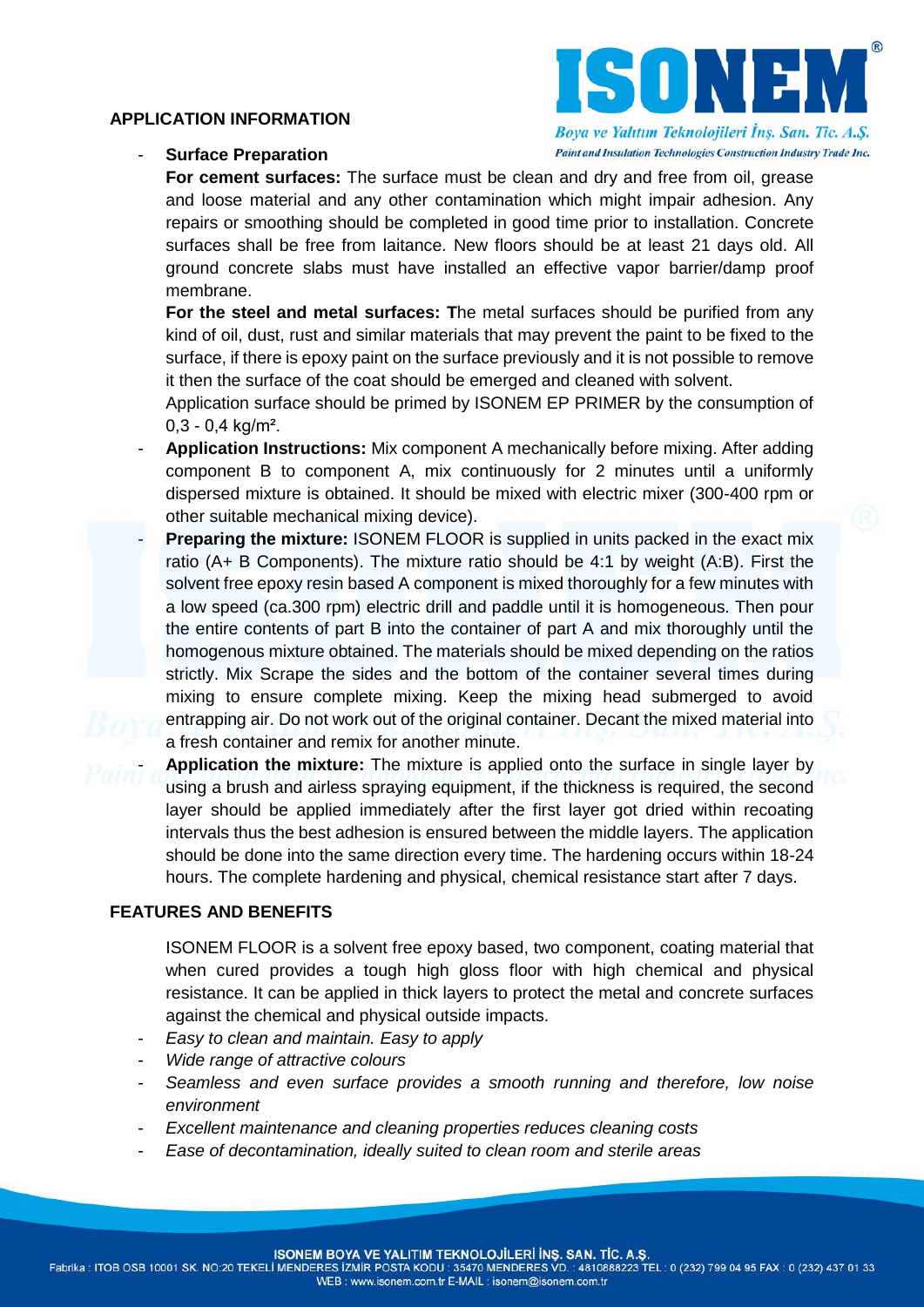## APPLICATION INFORMATION

- **Surface Preparation**

  **For cement surfaces:** The surface must be clean and dry and free from oil, grease and loose material and any other contamination which might impair adhesion. Any repairs or smoothing should be completed in good time prior to installation. Concrete surfaces shall be free from laitance. New floors should be at least 21 days old. All ground concrete slabs must have installed an effective vapor barrier/damp proof membrane.

  **For the steel and metal surfaces: T**he metal surfaces should be purified from any kind of oil, dust, rust and similar materials that may prevent the paint to be fixed to the surface, if there is epoxy paint on the surface previously and it is not possible to remove it then the surface of the coat should be emerged and cleaned with solvent.

  Application surface should be primed by ISONEM EP PRIMER by the consumption of 0,3 - 0,4 kg/m².

- **Application Instructions:** Mix component A mechanically before mixing. After adding component B to component A, mix continuously for 2 minutes until a uniformly dispersed mixture is obtained. It should be mixed with electric mixer (300-400 rpm or other suitable mechanical mixing device).
- **Preparing the mixture:** ISONEM FLOOR is supplied in units packed in the exact mix ratio (A+ B Components). The mixture ratio should be 4:1 by weight (A:B). First the solvent free epoxy resin based A component is mixed thoroughly for a few minutes with a low speed (ca.300 rpm) electric drill and paddle until it is homogeneous. Then pour the entire contents of part B into the container of part A and mix thoroughly until the homogenous mixture obtained. The materials should be mixed depending on the ratios strictly. Mix Scrape the sides and the bottom of the container several times during mixing to ensure complete mixing. Keep the mixing head submerged to avoid entrapping air. Do not work out of the original container. Decant the mixed material into a fresh container and remix for another minute.
- **Application the mixture:** The mixture is applied onto the surface in single layer by using a brush and airless spraying equipment, if the thickness is required, the second layer should be applied immediately after the first layer got dried within recoating intervals thus the best adhesion is ensured between the middle layers. The application should be done into the same direction every time. The hardening occurs within 18-24 hours. The complete hardening and physical, chemical resistance start after 7 days.

## FEATURES AND BENEFITS

ISONEM FLOOR is a solvent free epoxy based, two component, coating material that when cured provides a tough high gloss floor with high chemical and physical resistance. It can be applied in thick layers to protect the metal and concrete surfaces against the chemical and physical outside impacts.

- *Easy to clean and maintain. Easy to apply*
- *Wide range of attractive colours*
- *Seamless and even surface provides a smooth running and therefore, low noise environment*
- *Excellent maintenance and cleaning properties reduces cleaning costs*
- *Ease of decontamination, ideally suited to clean room and sterile areas*